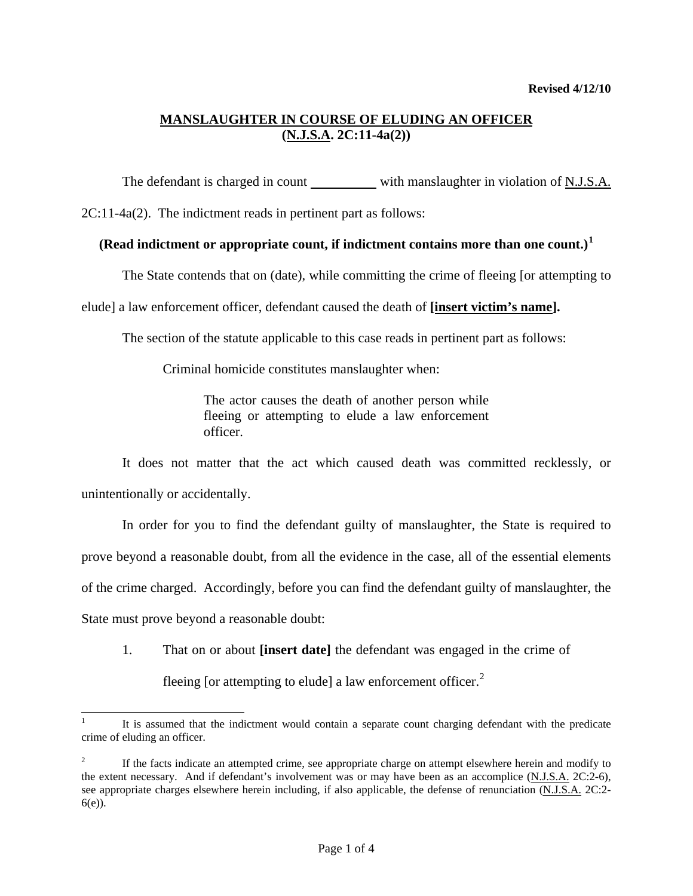**Revised 4/12/10**

# MANSLAUGHTER IN COURSE OF ELUDING AN OFFICER
## (N.J.S.A. 2C:11-4a(2))

The defendant is charged in count __________ with manslaughter in violation of N.J.S.A. 2C:11-4a(2). The indictment reads in pertinent part as follows:

**(Read indictment or appropriate count, if indictment contains more than one count.)**[1]

The State contends that on (date), while committing the crime of fleeing [or attempting to elude] a law enforcement officer, defendant caused the death of **[insert victim's name].**

The section of the statute applicable to this case reads in pertinent part as follows:

> Criminal homicide constitutes manslaughter when:
>
> > The actor causes the death of another person while fleeing or attempting to elude a law enforcement officer.

It does not matter that the act which caused death was committed recklessly, or unintentionally or accidentally.

In order for you to find the defendant guilty of manslaughter, the State is required to prove beyond a reasonable doubt, from all the evidence in the case, all of the essential elements of the crime charged. Accordingly, before you can find the defendant guilty of manslaughter, the State must prove beyond a reasonable doubt:

1. That on or about **[insert date]** the defendant was engaged in the crime of fleeing [or attempting to elude] a law enforcement officer.[2]

---

[1] It is assumed that the indictment would contain a separate count charging defendant with the predicate crime of eluding an officer.

[2] If the facts indicate an attempted crime, see appropriate charge on attempt elsewhere herein and modify to the extent necessary. And if defendant's involvement was or may have been as an accomplice (N.J.S.A. 2C:2-6), see appropriate charges elsewhere herein including, if also applicable, the defense of renunciation (N.J.S.A. 2C:2-6(e)).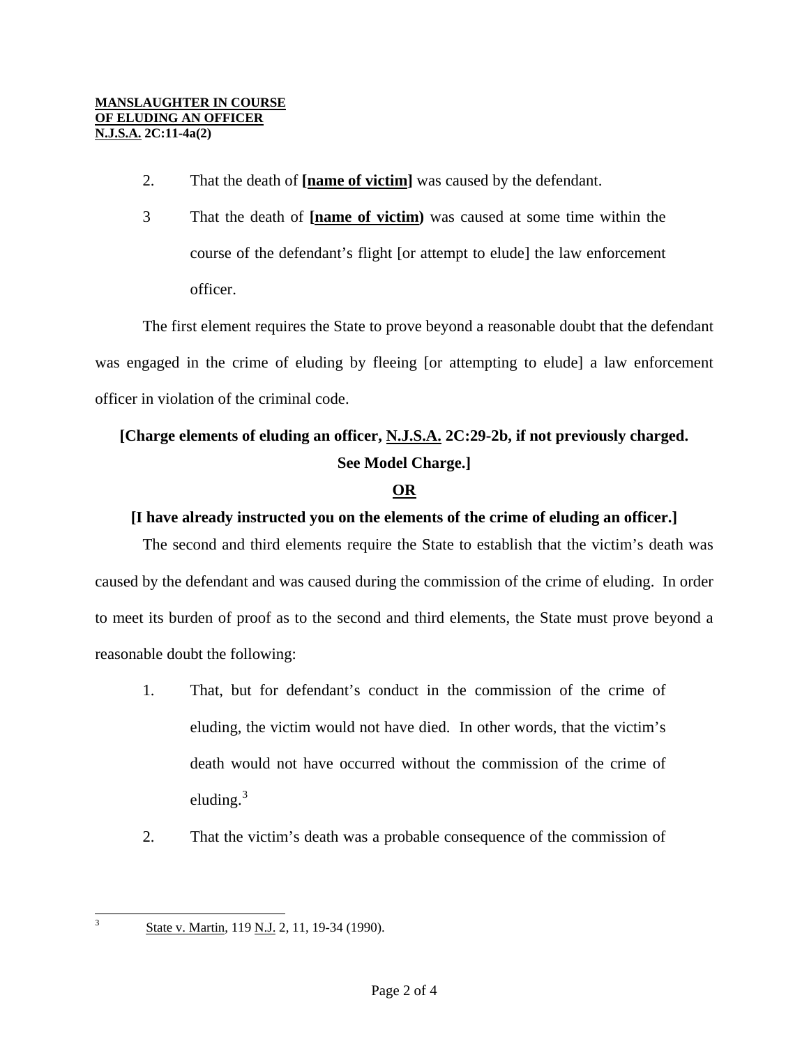2. That the death of **[name of victim]** was caused by the defendant.

3 That the death of **[name of victim)** was caused at some time within the course of the defendant's flight [or attempt to elude] the law enforcement officer.

The first element requires the State to prove beyond a reasonable doubt that the defendant was engaged in the crime of eluding by fleeing [or attempting to elude] a law enforcement officer in violation of the criminal code.

**[Charge elements of eluding an officer, N.J.S.A. 2C:29-2b, if not previously charged. See Model Charge.]**

**OR**

**[I have already instructed you on the elements of the crime of eluding an officer.]**

The second and third elements require the State to establish that the victim's death was caused by the defendant and was caused during the commission of the crime of eluding. In order to meet its burden of proof as to the second and third elements, the State must prove beyond a reasonable doubt the following:

1. That, but for defendant's conduct in the commission of the crime of eluding, the victim would not have died. In other words, that the victim's death would not have occurred without the commission of the crime of eluding.[3]

2. That the victim's death was a probable consequence of the commission of

---

[3] State v. Martin, 119 N.J. 2, 11, 19-34 (1990).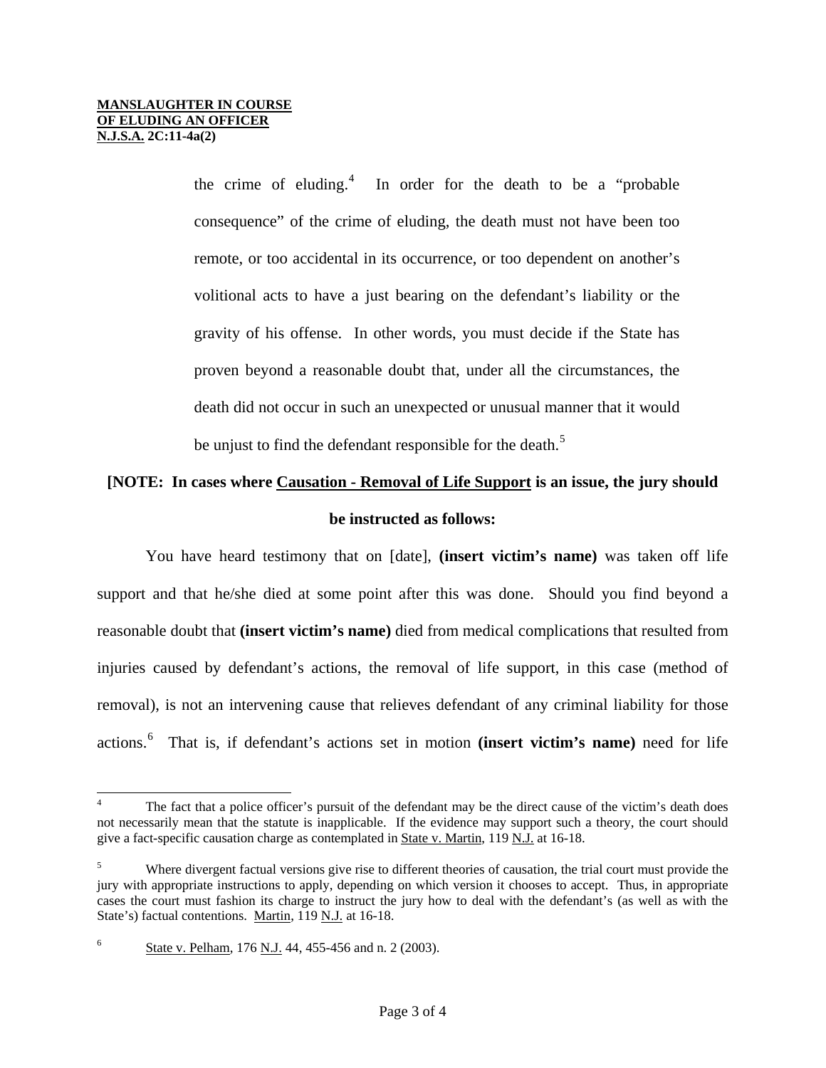the crime of eluding.[4] In order for the death to be a "probable consequence" of the crime of eluding, the death must not have been too remote, or too accidental in its occurrence, or too dependent on another's volitional acts to have a just bearing on the defendant's liability or the gravity of his offense. In other words, you must decide if the State has proven beyond a reasonable doubt that, under all the circumstances, the death did not occur in such an unexpected or unusual manner that it would be unjust to find the defendant responsible for the death.[5]

**[NOTE: In cases where Causation - Removal of Life Support is an issue, the jury should be instructed as follows:**

You have heard testimony that on [date], **(insert victim's name)** was taken off life support and that he/she died at some point after this was done. Should you find beyond a reasonable doubt that **(insert victim's name)** died from medical complications that resulted from injuries caused by defendant's actions, the removal of life support, in this case (method of removal), is not an intervening cause that relieves defendant of any criminal liability for those actions.[6] That is, if defendant's actions set in motion **(insert victim's name)** need for life

---

[4] The fact that a police officer's pursuit of the defendant may be the direct cause of the victim's death does not necessarily mean that the statute is inapplicable. If the evidence may support such a theory, the court should give a fact-specific causation charge as contemplated in State v. Martin, 119 N.J. at 16-18.

[5] Where divergent factual versions give rise to different theories of causation, the trial court must provide the jury with appropriate instructions to apply, depending on which version it chooses to accept. Thus, in appropriate cases the court must fashion its charge to instruct the jury how to deal with the defendant's (as well as with the State's) factual contentions. Martin, 119 N.J. at 16-18.

[6] State v. Pelham, 176 N.J. 44, 455-456 and n. 2 (2003).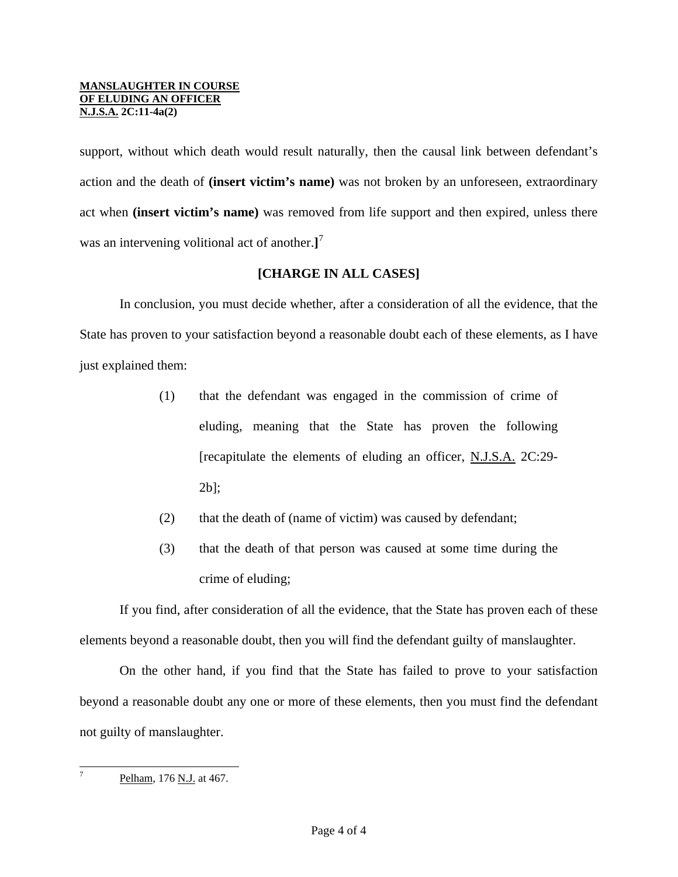support, without which death would result naturally, then the causal link between defendant's action and the death of **(insert victim's name)** was not broken by an unforeseen, extraordinary act when **(insert victim's name)** was removed from life support and then expired, unless there was an intervening volitional act of another.**]**[7]

**[CHARGE IN ALL CASES]**

In conclusion, you must decide whether, after a consideration of all the evidence, that the State has proven to your satisfaction beyond a reasonable doubt each of these elements, as I have just explained them:

(1) that the defendant was engaged in the commission of crime of eluding, meaning that the State has proven the following [recapitulate the elements of eluding an officer, N.J.S.A. 2C:29-2b];

(2) that the death of (name of victim) was caused by defendant;

(3) that the death of that person was caused at some time during the crime of eluding;

If you find, after consideration of all the evidence, that the State has proven each of these elements beyond a reasonable doubt, then you will find the defendant guilty of manslaughter.

On the other hand, if you find that the State has failed to prove to your satisfaction beyond a reasonable doubt any one or more of these elements, then you must find the defendant not guilty of manslaughter.

---

[7] Pelham, 176 N.J. at 467.